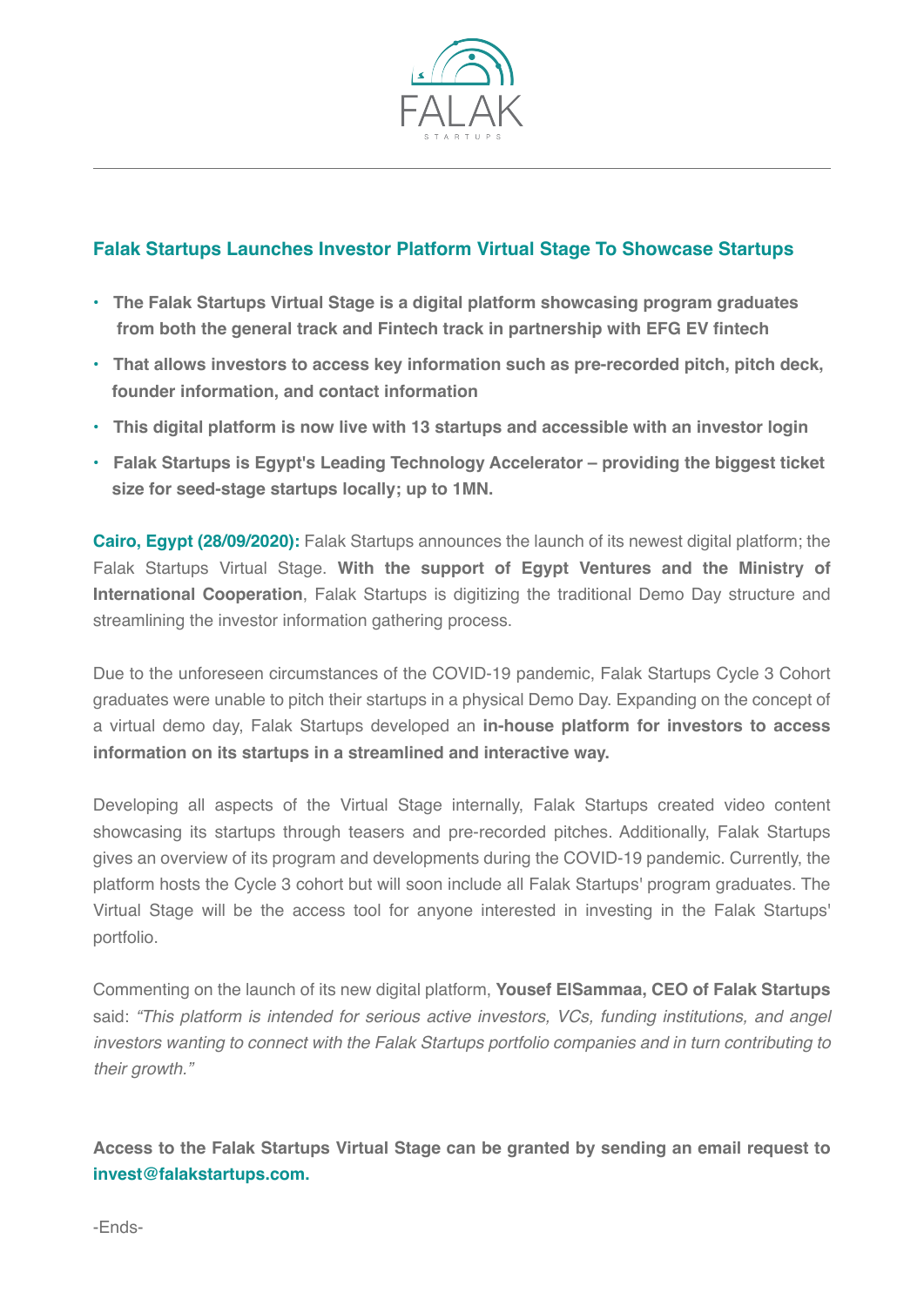FALAK

STARTUPS

## Falak Startups Launches Investor Platform Virtual Stage To Showcase Startups

- **The Falak Startups Virtual Stage is a digital platform showcasing program graduates from both the general track and Fintech track in partnership with EFG EV fintech**
- **That allows investors to access key information such as pre-recorded pitch, pitch deck, founder information, and contact information**
- **This digital platform is now live with 13 startups and accessible with an investor login**
- **Falak Startups is Egypt's Leading Technology Accelerator – providing the biggest ticket size for seed-stage startups locally; up to 1MN.**

**Cairo, Egypt (28/09/2020):** Falak Startups announces the launch of its newest digital platform; the Falak Startups Virtual Stage. **With the support of Egypt Ventures and the Ministry of International Cooperation**, Falak Startups is digitizing the traditional Demo Day structure and streamlining the investor information gathering process.

Due to the unforeseen circumstances of the COVID-19 pandemic, Falak Startups Cycle 3 Cohort graduates were unable to pitch their startups in a physical Demo Day. Expanding on the concept of a virtual demo day, Falak Startups developed an **in-house platform for investors to access information on its startups in a streamlined and interactive way.**

Developing all aspects of the Virtual Stage internally, Falak Startups created video content showcasing its startups through teasers and pre-recorded pitches. Additionally, Falak Startups gives an overview of its program and developments during the COVID-19 pandemic. Currently, the platform hosts the Cycle 3 cohort but will soon include all Falak Startups' program graduates. The Virtual Stage will be the access tool for anyone interested in investing in the Falak Startups' portfolio.

Commenting on the launch of its new digital platform, **Yousef ElSammaa, CEO of Falak Startups** said: *"This platform is intended for serious active investors, VCs, funding institutions, and angel investors wanting to connect with the Falak Startups portfolio companies and in turn contributing to their growth."*

**Access to the Falak Startups Virtual Stage can be granted by sending an email request to invest@falakstartups.com.**

-Ends-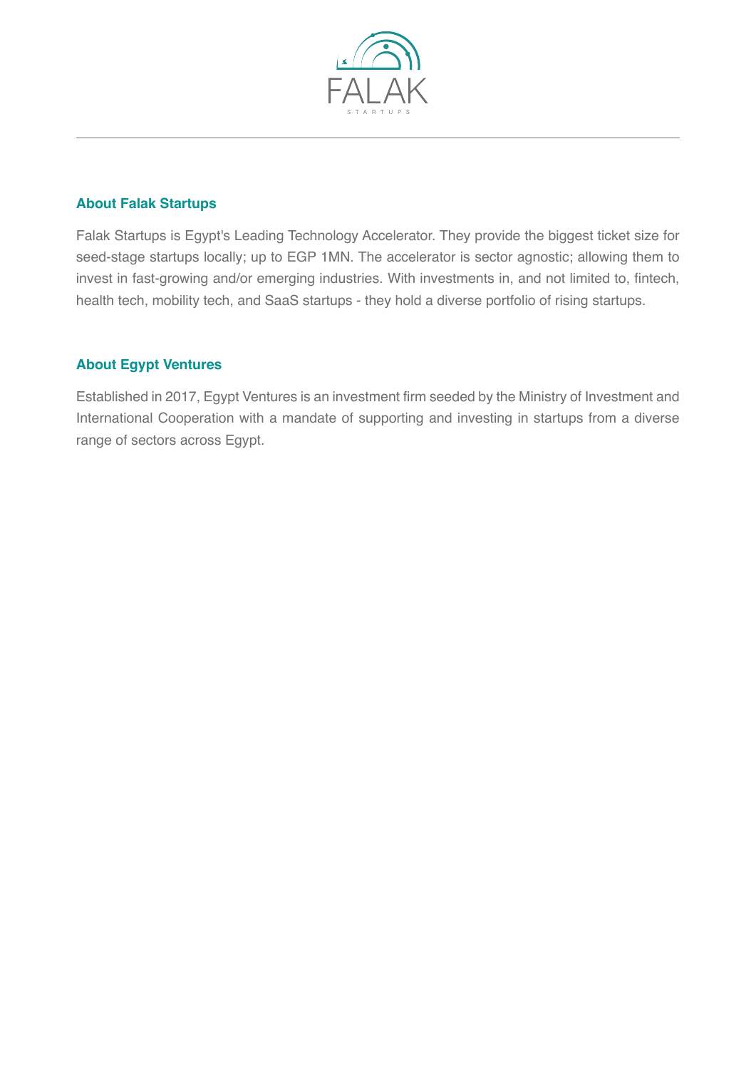FALAK

STARTUPS

---

## About Falak Startups

Falak Startups is Egypt's Leading Technology Accelerator. They provide the biggest ticket size for seed-stage startups locally; up to EGP 1MN. The accelerator is sector agnostic; allowing them to invest in fast-growing and/or emerging industries. With investments in, and not limited to, fintech, health tech, mobility tech, and SaaS startups - they hold a diverse portfolio of rising startups.

## About Egypt Ventures

Established in 2017, Egypt Ventures is an investment firm seeded by the Ministry of Investment and International Cooperation with a mandate of supporting and investing in startups from a diverse range of sectors across Egypt.